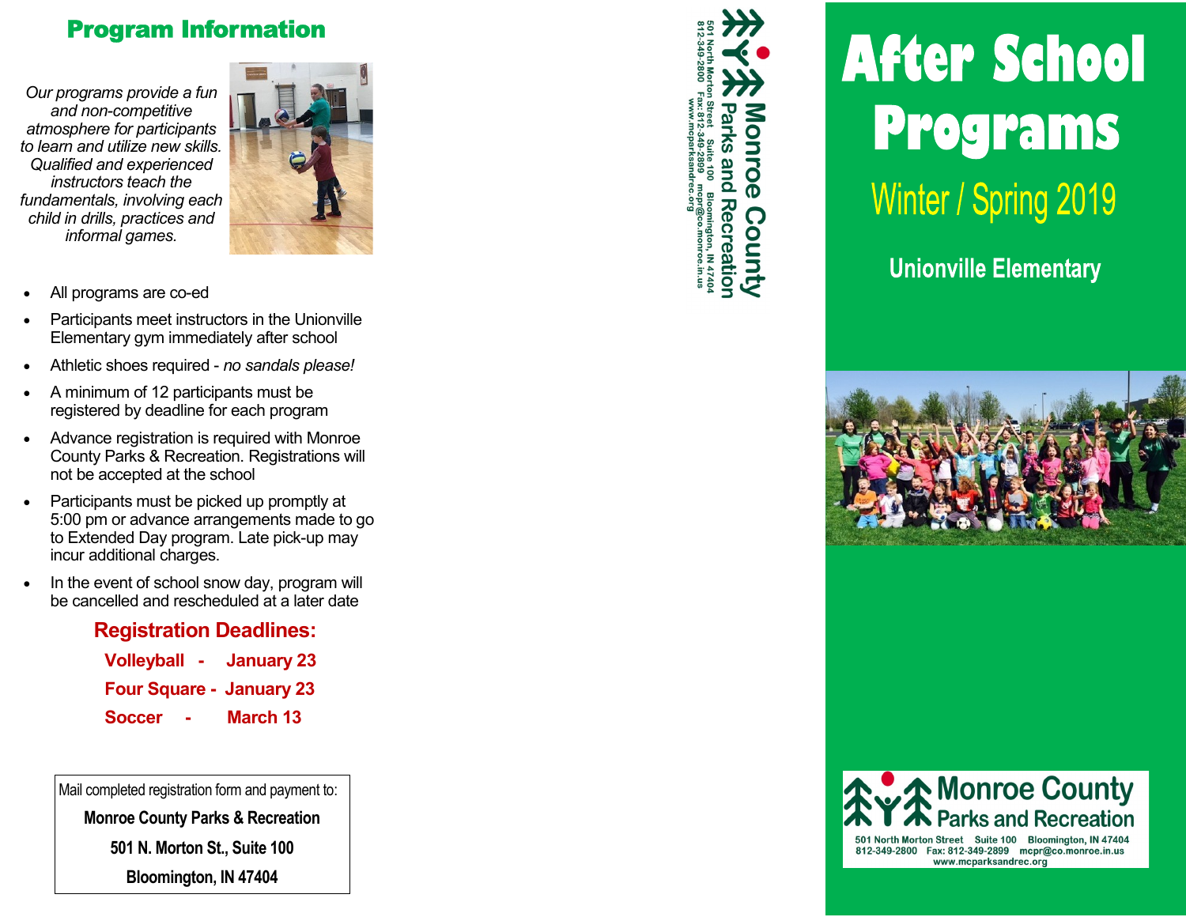## Program Information

*Our programs provide a fun and non-competitive atmosphere for participants to learn and utilize new skills. Qualified and experienced instructors teach the fundamentals, involving each child in drills, practices and informal games.*

- All programs are co-ed
- Participants meet instructors in the Unionville Elementary gym immediately after school
- Athletic shoes required - *no sandals please!*
- A minimum of 12 participants must be registered by deadline for each program
- Advance registration is required with Monroe County Parks & Recreation. Registrations will not be accepted at the school
- Participants must be picked up promptly at 5:00 pm or advance arrangements made to go to Extended Day program. Late pick-up may incur additional charges.
- In the event of school snow day, program will be cancelled and rescheduled at a later date

### Registration Deadlines:

**Volleyball - January 23**

**Four Square - January 23**

**Soccer - March 13**

Mail completed registration form and payment to:

**Monroe County Parks & Recreation**

**501 N. Morton St., Suite 100**

**Bloomington, IN 47404**

**Monroe County Parks and Recreation**

501 North Morton Street Suite 100 Bloomington, IN 47404
812-349-2800 Fax: 812-349-2899 mcpr@co.monroe.in.us
www.mcparksandrec.org

# After School Programs

## Winter / Spring 2019

### Unionville Elementary

**Monroe County Parks and Recreation**

501 North Morton Street Suite 100 Bloomington, IN 47404
812-349-2800 Fax: 812-349-2899 mcpr@co.monroe.in.us
www.mcparksandrec.org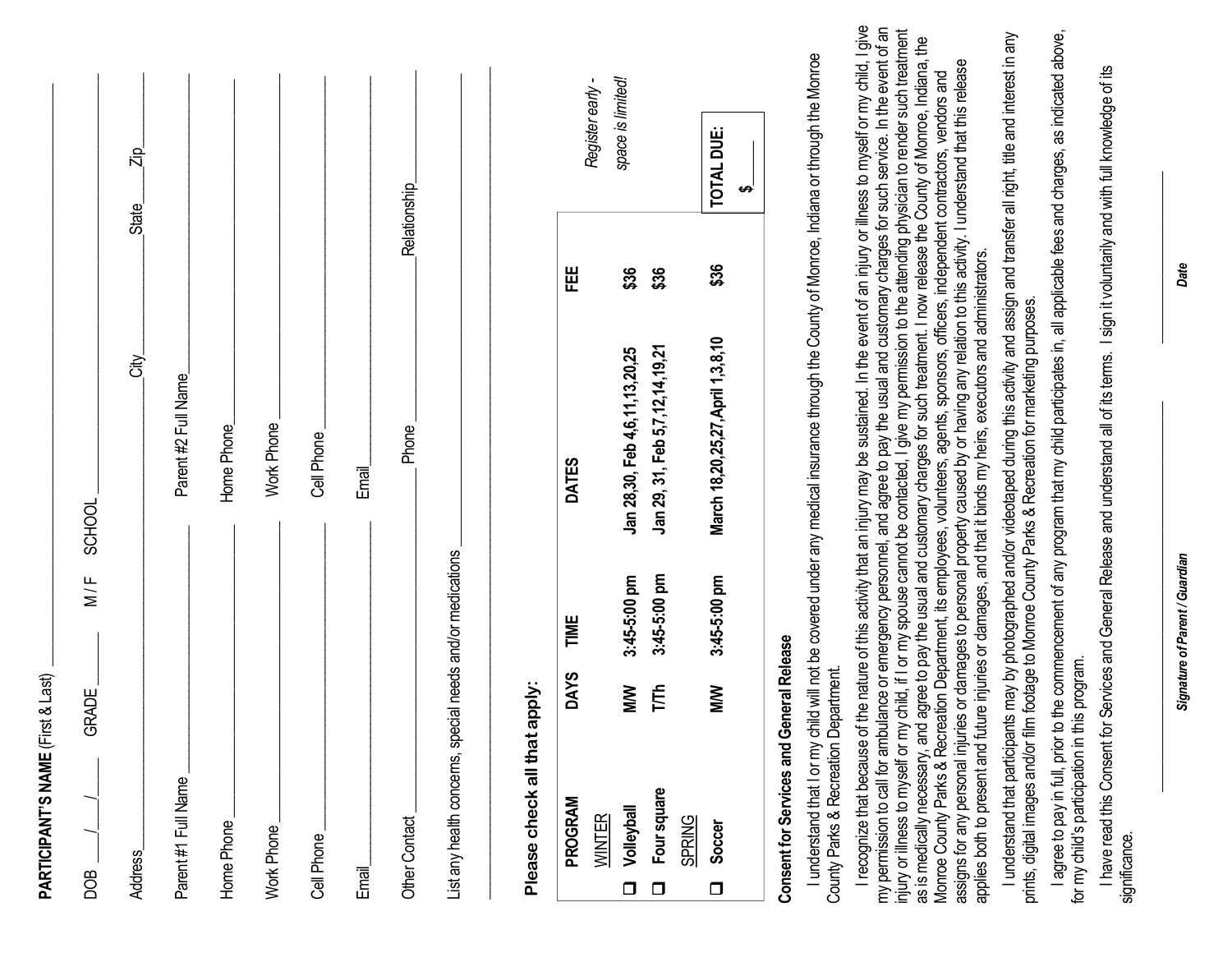**PARTICIPANT'S NAME** (First & Last) ____________________

DOB ____/____/____ GRADE ______ M / F SCHOOL ____________________

Address ____________________ City ____________ State ______ Zip ______

Parent #1 Full Name ____________________ Parent #2 Full Name ____________________

Home Phone ____________________ Home Phone ____________________

Work Phone ____________________ Work Phone ____________________

Cell Phone ____________________ Cell Phone ____________________

Email ____________________ Email ____________________

Other Contact ____________________ Phone ____________________ Relationship ____________________

List any health concerns, special needs and/or medications ____________________

____________________

## Please check all that apply:

| PROGRAM | DAYS | TIME | DATES | FEE |
|---|---|---|---|---|
| WINTER | | | | |
| ❑ **Volleyball** | **M/W** | **3:45-5:00 pm** | **Jan 28,30, Feb 4,6,11,13,20,25** | **$36** |
| ❑ **Four square** | **T/Th** | **3:45-5:00 pm** | **Jan 29, 31, Feb 5,7,12,14,19,21** | **$36** |
| SPRING | | | | |
| ❑ **Soccer** | **M/W** | **3:45-5:00 pm** | **March 18,20,25,27,April 1,3,8,10** | **$36** |

*Register early - space is limited!*

**TOTAL DUE:**
**$______**

### Consent for Services and General Release

I understand that I or my child will not be covered under any medical insurance through the County of Monroe, Indiana or through the Monroe County Parks & Recreation Department.

I recognize that because of the nature of this activity that an injury may be sustained. In the event of an injury or illness to myself or my child, I give my permission to call for ambulance or emergency personnel, and agree to pay the usual and customary charges for such service. In the event of an injury or illness to myself or my child, if I or my spouse cannot be contacted, I give my permission to the attending physician to render such treatment as is medically necessary, and agree to pay the usual and customary charges for such treatment. I now release the County of Monroe, Indiana, the Monroe County Parks & Recreation Department, its employees, volunteers, agents, sponsors, officers, independent contractors, vendors and assigns for any personal injuries or damages to personal property caused by or having any relation to this activity. I understand that this release applies both to present and future injuries or damages, and that it binds my heirs, executors and administrators.

I understand that participants may by photographed and/or videotaped during this activity and assign and transfer all right, title and interest in any prints, digital images and/or film footage to Monroe County Parks & Recreation for marketing purposes.

I agree to pay in full, prior to the commencement of any program that my child participates in, all applicable fees and charges, as indicated above, for my child's participation in this program.

I have read this Consent for Services and General Release and understand all of its terms. I sign it voluntarily and with full knowledge of its significance.

____________________ ____________________
***Signature of Parent / Guardian*** ***Date***